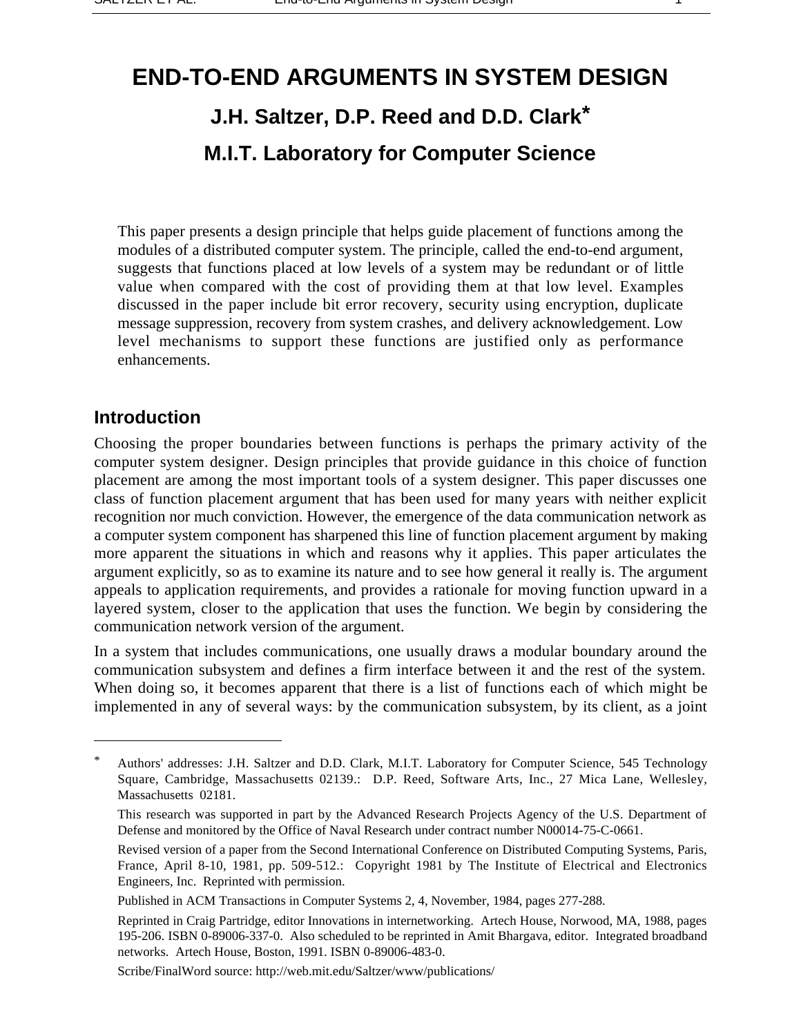# END-TO-END ARGUMENTS IN SYSTEM DESIGN

## J.H. Saltzer, D.P. Reed and D.D. Clark*

## M.I.T. Laboratory for Computer Science

This paper presents a design principle that helps guide placement of functions among the modules of a distributed computer system. The principle, called the end-to-end argument, suggests that functions placed at low levels of a system may be redundant or of little value when compared with the cost of providing them at that low level. Examples discussed in the paper include bit error recovery, security using encryption, duplicate message suppression, recovery from system crashes, and delivery acknowledgement. Low level mechanisms to support these functions are justified only as performance enhancements.

## Introduction

Choosing the proper boundaries between functions is perhaps the primary activity of the computer system designer. Design principles that provide guidance in this choice of function placement are among the most important tools of a system designer. This paper discusses one class of function placement argument that has been used for many years with neither explicit recognition nor much conviction. However, the emergence of the data communication network as a computer system component has sharpened this line of function placement argument by making more apparent the situations in which and reasons why it applies. This paper articulates the argument explicitly, so as to examine its nature and to see how general it really is. The argument appeals to application requirements, and provides a rationale for moving function upward in a layered system, closer to the application that uses the function. We begin by considering the communication network version of the argument.

In a system that includes communications, one usually draws a modular boundary around the communication subsystem and defines a firm interface between it and the rest of the system. When doing so, it becomes apparent that there is a list of functions each of which might be implemented in any of several ways: by the communication subsystem, by its client, as a joint

---

* Authors' addresses: J.H. Saltzer and D.D. Clark, M.I.T. Laboratory for Computer Science, 545 Technology Square, Cambridge, Massachusetts 02139.: D.P. Reed, Software Arts, Inc., 27 Mica Lane, Wellesley, Massachusetts 02181.

This research was supported in part by the Advanced Research Projects Agency of the U.S. Department of Defense and monitored by the Office of Naval Research under contract number N00014-75-C-0661.

Revised version of a paper from the Second International Conference on Distributed Computing Systems, Paris, France, April 8-10, 1981, pp. 509-512.: Copyright 1981 by The Institute of Electrical and Electronics Engineers, Inc. Reprinted with permission.

Published in ACM Transactions in Computer Systems 2, 4, November, 1984, pages 277-288.

Reprinted in Craig Partridge, editor Innovations in internetworking. Artech House, Norwood, MA, 1988, pages 195-206. ISBN 0-89006-337-0. Also scheduled to be reprinted in Amit Bhargava, editor. Integrated broadband networks. Artech House, Boston, 1991. ISBN 0-89006-483-0.

Scribe/FinalWord source: http://web.mit.edu/Saltzer/www/publications/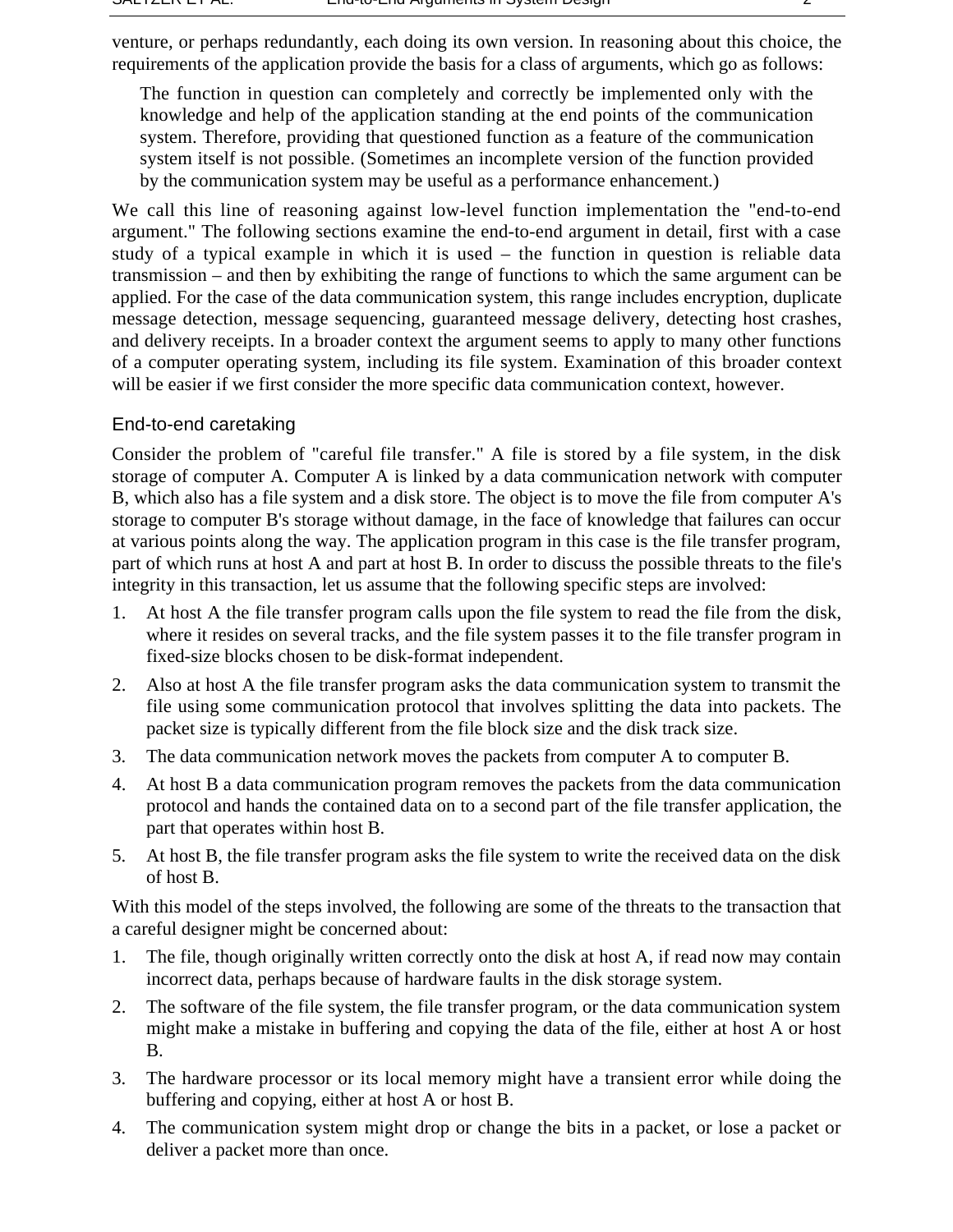venture, or perhaps redundantly, each doing its own version. In reasoning about this choice, the requirements of the application provide the basis for a class of arguments, which go as follows:

> The function in question can completely and correctly be implemented only with the knowledge and help of the application standing at the end points of the communication system. Therefore, providing that questioned function as a feature of the communication system itself is not possible. (Sometimes an incomplete version of the function provided by the communication system may be useful as a performance enhancement.)

We call this line of reasoning against low-level function implementation the "end-to-end argument." The following sections examine the end-to-end argument in detail, first with a case study of a typical example in which it is used – the function in question is reliable data transmission – and then by exhibiting the range of functions to which the same argument can be applied. For the case of the data communication system, this range includes encryption, duplicate message detection, message sequencing, guaranteed message delivery, detecting host crashes, and delivery receipts. In a broader context the argument seems to apply to many other functions of a computer operating system, including its file system. Examination of this broader context will be easier if we first consider the more specific data communication context, however.

## End-to-end caretaking

Consider the problem of "careful file transfer." A file is stored by a file system, in the disk storage of computer A. Computer A is linked by a data communication network with computer B, which also has a file system and a disk store. The object is to move the file from computer A's storage to computer B's storage without damage, in the face of knowledge that failures can occur at various points along the way. The application program in this case is the file transfer program, part of which runs at host A and part at host B. In order to discuss the possible threats to the file's integrity in this transaction, let us assume that the following specific steps are involved:

1. At host A the file transfer program calls upon the file system to read the file from the disk, where it resides on several tracks, and the file system passes it to the file transfer program in fixed-size blocks chosen to be disk-format independent.
2. Also at host A the file transfer program asks the data communication system to transmit the file using some communication protocol that involves splitting the data into packets. The packet size is typically different from the file block size and the disk track size.
3. The data communication network moves the packets from computer A to computer B.
4. At host B a data communication program removes the packets from the data communication protocol and hands the contained data on to a second part of the file transfer application, the part that operates within host B.
5. At host B, the file transfer program asks the file system to write the received data on the disk of host B.

With this model of the steps involved, the following are some of the threats to the transaction that a careful designer might be concerned about:

1. The file, though originally written correctly onto the disk at host A, if read now may contain incorrect data, perhaps because of hardware faults in the disk storage system.
2. The software of the file system, the file transfer program, or the data communication system might make a mistake in buffering and copying the data of the file, either at host A or host B.
3. The hardware processor or its local memory might have a transient error while doing the buffering and copying, either at host A or host B.
4. The communication system might drop or change the bits in a packet, or lose a packet or deliver a packet more than once.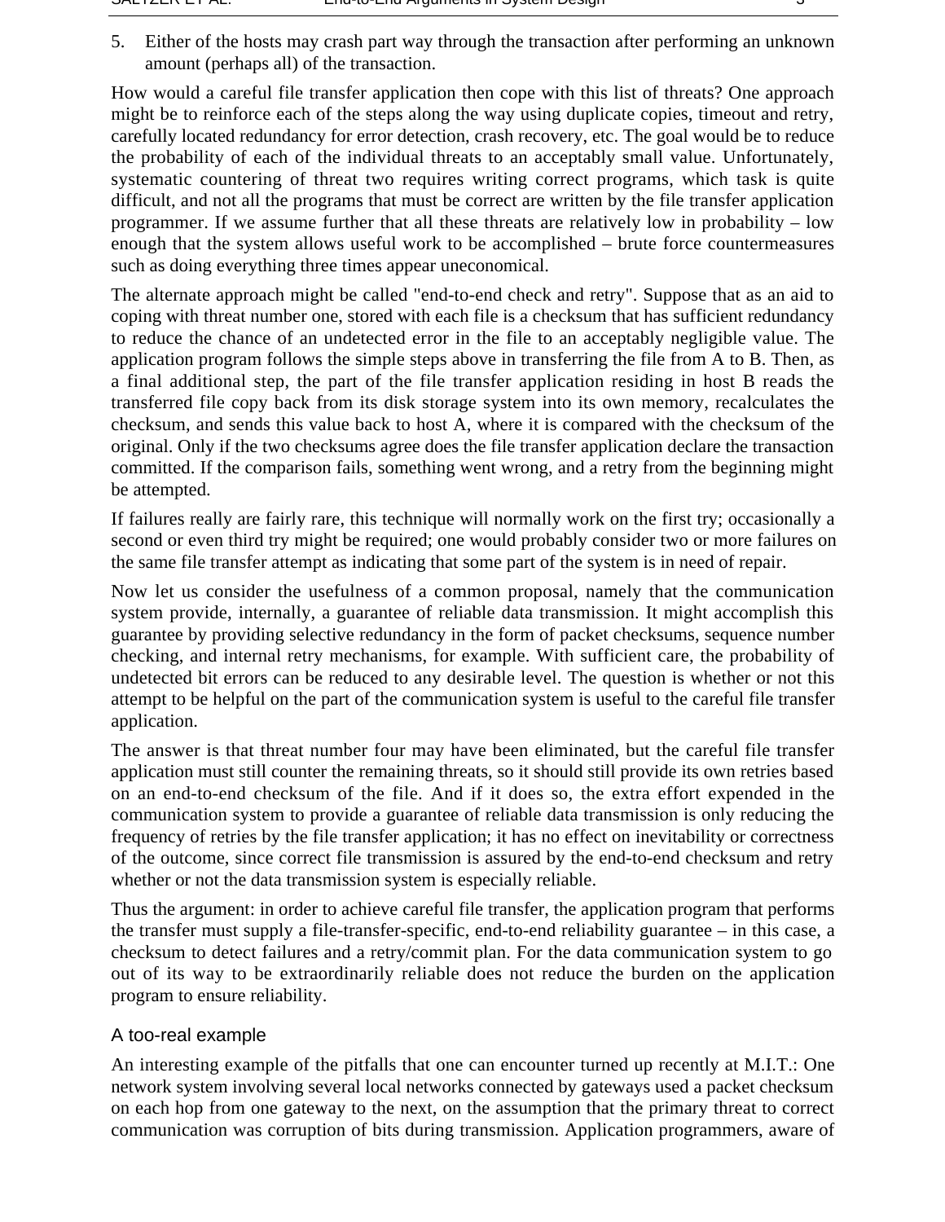5. Either of the hosts may crash part way through the transaction after performing an unknown amount (perhaps all) of the transaction.

How would a careful file transfer application then cope with this list of threats? One approach might be to reinforce each of the steps along the way using duplicate copies, timeout and retry, carefully located redundancy for error detection, crash recovery, etc. The goal would be to reduce the probability of each of the individual threats to an acceptably small value. Unfortunately, systematic countering of threat two requires writing correct programs, which task is quite difficult, and not all the programs that must be correct are written by the file transfer application programmer. If we assume further that all these threats are relatively low in probability – low enough that the system allows useful work to be accomplished – brute force countermeasures such as doing everything three times appear uneconomical.

The alternate approach might be called "end-to-end check and retry". Suppose that as an aid to coping with threat number one, stored with each file is a checksum that has sufficient redundancy to reduce the chance of an undetected error in the file to an acceptably negligible value. The application program follows the simple steps above in transferring the file from A to B. Then, as a final additional step, the part of the file transfer application residing in host B reads the transferred file copy back from its disk storage system into its own memory, recalculates the checksum, and sends this value back to host A, where it is compared with the checksum of the original. Only if the two checksums agree does the file transfer application declare the transaction committed. If the comparison fails, something went wrong, and a retry from the beginning might be attempted.

If failures really are fairly rare, this technique will normally work on the first try; occasionally a second or even third try might be required; one would probably consider two or more failures on the same file transfer attempt as indicating that some part of the system is in need of repair.

Now let us consider the usefulness of a common proposal, namely that the communication system provide, internally, a guarantee of reliable data transmission. It might accomplish this guarantee by providing selective redundancy in the form of packet checksums, sequence number checking, and internal retry mechanisms, for example. With sufficient care, the probability of undetected bit errors can be reduced to any desirable level. The question is whether or not this attempt to be helpful on the part of the communication system is useful to the careful file transfer application.

The answer is that threat number four may have been eliminated, but the careful file transfer application must still counter the remaining threats, so it should still provide its own retries based on an end-to-end checksum of the file. And if it does so, the extra effort expended in the communication system to provide a guarantee of reliable data transmission is only reducing the frequency of retries by the file transfer application; it has no effect on inevitability or correctness of the outcome, since correct file transmission is assured by the end-to-end checksum and retry whether or not the data transmission system is especially reliable.

Thus the argument: in order to achieve careful file transfer, the application program that performs the transfer must supply a file-transfer-specific, end-to-end reliability guarantee – in this case, a checksum to detect failures and a retry/commit plan. For the data communication system to go out of its way to be extraordinarily reliable does not reduce the burden on the application program to ensure reliability.

## A too-real example

An interesting example of the pitfalls that one can encounter turned up recently at M.I.T.: One network system involving several local networks connected by gateways used a packet checksum on each hop from one gateway to the next, on the assumption that the primary threat to correct communication was corruption of bits during transmission. Application programmers, aware of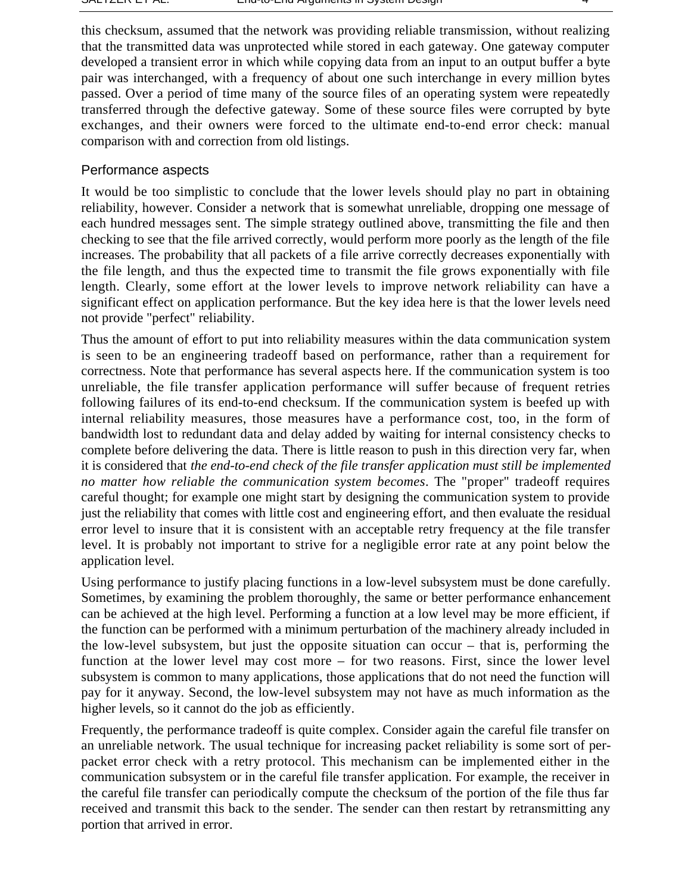this checksum, assumed that the network was providing reliable transmission, without realizing that the transmitted data was unprotected while stored in each gateway. One gateway computer developed a transient error in which while copying data from an input to an output buffer a byte pair was interchanged, with a frequency of about one such interchange in every million bytes passed. Over a period of time many of the source files of an operating system were repeatedly transferred through the defective gateway. Some of these source files were corrupted by byte exchanges, and their owners were forced to the ultimate end-to-end error check: manual comparison with and correction from old listings.

## Performance aspects

It would be too simplistic to conclude that the lower levels should play no part in obtaining reliability, however. Consider a network that is somewhat unreliable, dropping one message of each hundred messages sent. The simple strategy outlined above, transmitting the file and then checking to see that the file arrived correctly, would perform more poorly as the length of the file increases. The probability that all packets of a file arrive correctly decreases exponentially with the file length, and thus the expected time to transmit the file grows exponentially with file length. Clearly, some effort at the lower levels to improve network reliability can have a significant effect on application performance. But the key idea here is that the lower levels need not provide "perfect" reliability.

Thus the amount of effort to put into reliability measures within the data communication system is seen to be an engineering tradeoff based on performance, rather than a requirement for correctness. Note that performance has several aspects here. If the communication system is too unreliable, the file transfer application performance will suffer because of frequent retries following failures of its end-to-end checksum. If the communication system is beefed up with internal reliability measures, those measures have a performance cost, too, in the form of bandwidth lost to redundant data and delay added by waiting for internal consistency checks to complete before delivering the data. There is little reason to push in this direction very far, when it is considered that *the end-to-end check of the file transfer application must still be implemented no matter how reliable the communication system becomes*. The "proper" tradeoff requires careful thought; for example one might start by designing the communication system to provide just the reliability that comes with little cost and engineering effort, and then evaluate the residual error level to insure that it is consistent with an acceptable retry frequency at the file transfer level. It is probably not important to strive for a negligible error rate at any point below the application level.

Using performance to justify placing functions in a low-level subsystem must be done carefully. Sometimes, by examining the problem thoroughly, the same or better performance enhancement can be achieved at the high level. Performing a function at a low level may be more efficient, if the function can be performed with a minimum perturbation of the machinery already included in the low-level subsystem, but just the opposite situation can occur – that is, performing the function at the lower level may cost more – for two reasons. First, since the lower level subsystem is common to many applications, those applications that do not need the function will pay for it anyway. Second, the low-level subsystem may not have as much information as the higher levels, so it cannot do the job as efficiently.

Frequently, the performance tradeoff is quite complex. Consider again the careful file transfer on an unreliable network. The usual technique for increasing packet reliability is some sort of per-packet error check with a retry protocol. This mechanism can be implemented either in the communication subsystem or in the careful file transfer application. For example, the receiver in the careful file transfer can periodically compute the checksum of the portion of the file thus far received and transmit this back to the sender. The sender can then restart by retransmitting any portion that arrived in error.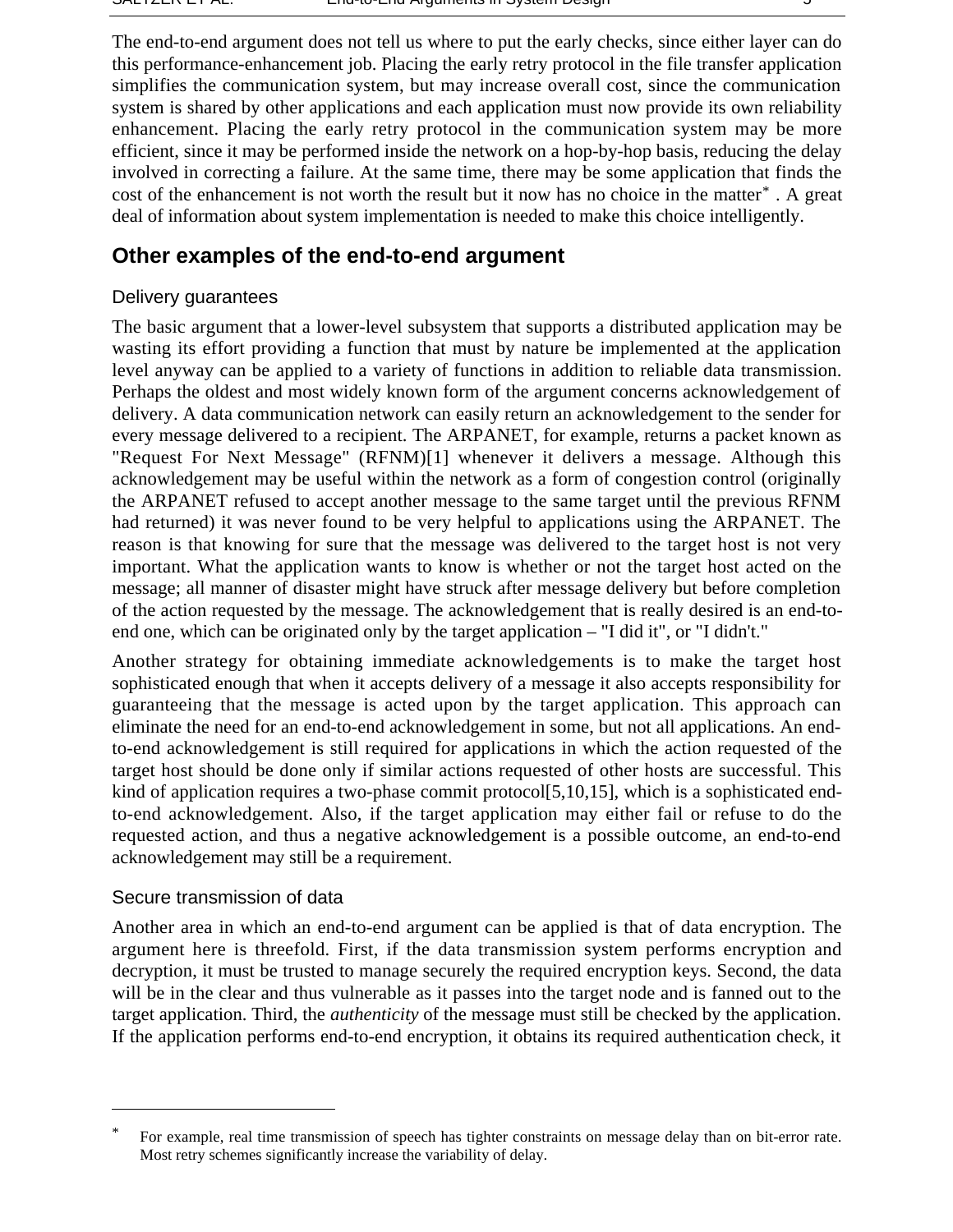The end-to-end argument does not tell us where to put the early checks, since either layer can do this performance-enhancement job. Placing the early retry protocol in the file transfer application simplifies the communication system, but may increase overall cost, since the communication system is shared by other applications and each application must now provide its own reliability enhancement. Placing the early retry protocol in the communication system may be more efficient, since it may be performed inside the network on a hop-by-hop basis, reducing the delay involved in correcting a failure. At the same time, there may be some application that finds the cost of the enhancement is not worth the result but it now has no choice in the matter* . A great deal of information about system implementation is needed to make this choice intelligently.

## Other examples of the end-to-end argument

### Delivery guarantees

The basic argument that a lower-level subsystem that supports a distributed application may be wasting its effort providing a function that must by nature be implemented at the application level anyway can be applied to a variety of functions in addition to reliable data transmission. Perhaps the oldest and most widely known form of the argument concerns acknowledgement of delivery. A data communication network can easily return an acknowledgement to the sender for every message delivered to a recipient. The ARPANET, for example, returns a packet known as "Request For Next Message" (RFNM)[1] whenever it delivers a message. Although this acknowledgement may be useful within the network as a form of congestion control (originally the ARPANET refused to accept another message to the same target until the previous RFNM had returned) it was never found to be very helpful to applications using the ARPANET. The reason is that knowing for sure that the message was delivered to the target host is not very important. What the application wants to know is whether or not the target host acted on the message; all manner of disaster might have struck after message delivery but before completion of the action requested by the message. The acknowledgement that is really desired is an end-to-end one, which can be originated only by the target application – "I did it", or "I didn't."

Another strategy for obtaining immediate acknowledgements is to make the target host sophisticated enough that when it accepts delivery of a message it also accepts responsibility for guaranteeing that the message is acted upon by the target application. This approach can eliminate the need for an end-to-end acknowledgement in some, but not all applications. An end-to-end acknowledgement is still required for applications in which the action requested of the target host should be done only if similar actions requested of other hosts are successful. This kind of application requires a two-phase commit protocol[5,10,15], which is a sophisticated end-to-end acknowledgement. Also, if the target application may either fail or refuse to do the requested action, and thus a negative acknowledgement is a possible outcome, an end-to-end acknowledgement may still be a requirement.

### Secure transmission of data

Another area in which an end-to-end argument can be applied is that of data encryption. The argument here is threefold. First, if the data transmission system performs encryption and decryption, it must be trusted to manage securely the required encryption keys. Second, the data will be in the clear and thus vulnerable as it passes into the target node and is fanned out to the target application. Third, the *authenticity* of the message must still be checked by the application. If the application performs end-to-end encryption, it obtains its required authentication check, it

---

* For example, real time transmission of speech has tighter constraints on message delay than on bit-error rate. Most retry schemes significantly increase the variability of delay.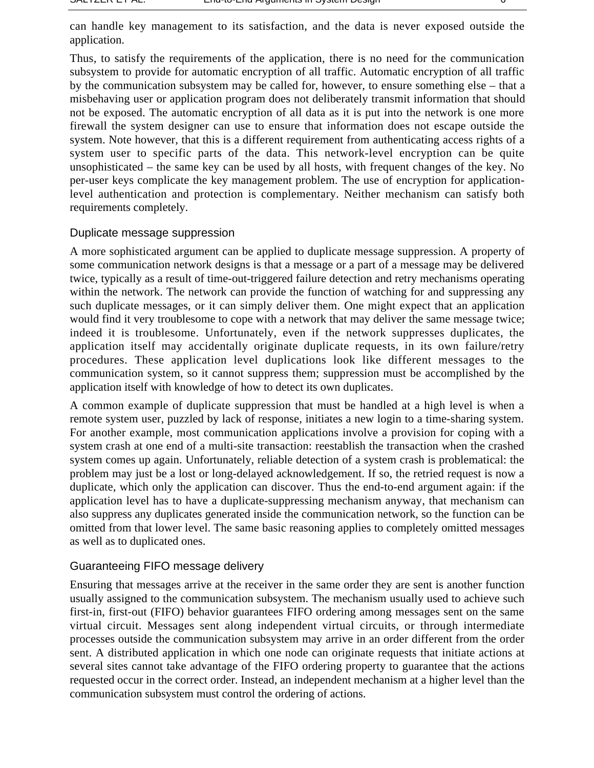can handle key management to its satisfaction, and the data is never exposed outside the application.

Thus, to satisfy the requirements of the application, there is no need for the communication subsystem to provide for automatic encryption of all traffic. Automatic encryption of all traffic by the communication subsystem may be called for, however, to ensure something else – that a misbehaving user or application program does not deliberately transmit information that should not be exposed. The automatic encryption of all data as it is put into the network is one more firewall the system designer can use to ensure that information does not escape outside the system. Note however, that this is a different requirement from authenticating access rights of a system user to specific parts of the data. This network-level encryption can be quite unsophisticated – the same key can be used by all hosts, with frequent changes of the key. No per-user keys complicate the key management problem. The use of encryption for application-level authentication and protection is complementary. Neither mechanism can satisfy both requirements completely.

## Duplicate message suppression

A more sophisticated argument can be applied to duplicate message suppression. A property of some communication network designs is that a message or a part of a message may be delivered twice, typically as a result of time-out-triggered failure detection and retry mechanisms operating within the network. The network can provide the function of watching for and suppressing any such duplicate messages, or it can simply deliver them. One might expect that an application would find it very troublesome to cope with a network that may deliver the same message twice; indeed it is troublesome. Unfortunately, even if the network suppresses duplicates, the application itself may accidentally originate duplicate requests, in its own failure/retry procedures. These application level duplications look like different messages to the communication system, so it cannot suppress them; suppression must be accomplished by the application itself with knowledge of how to detect its own duplicates.

A common example of duplicate suppression that must be handled at a high level is when a remote system user, puzzled by lack of response, initiates a new login to a time-sharing system. For another example, most communication applications involve a provision for coping with a system crash at one end of a multi-site transaction: reestablish the transaction when the crashed system comes up again. Unfortunately, reliable detection of a system crash is problematical: the problem may just be a lost or long-delayed acknowledgement. If so, the retried request is now a duplicate, which only the application can discover. Thus the end-to-end argument again: if the application level has to have a duplicate-suppressing mechanism anyway, that mechanism can also suppress any duplicates generated inside the communication network, so the function can be omitted from that lower level. The same basic reasoning applies to completely omitted messages as well as to duplicated ones.

## Guaranteeing FIFO message delivery

Ensuring that messages arrive at the receiver in the same order they are sent is another function usually assigned to the communication subsystem. The mechanism usually used to achieve such first-in, first-out (FIFO) behavior guarantees FIFO ordering among messages sent on the same virtual circuit. Messages sent along independent virtual circuits, or through intermediate processes outside the communication subsystem may arrive in an order different from the order sent. A distributed application in which one node can originate requests that initiate actions at several sites cannot take advantage of the FIFO ordering property to guarantee that the actions requested occur in the correct order. Instead, an independent mechanism at a higher level than the communication subsystem must control the ordering of actions.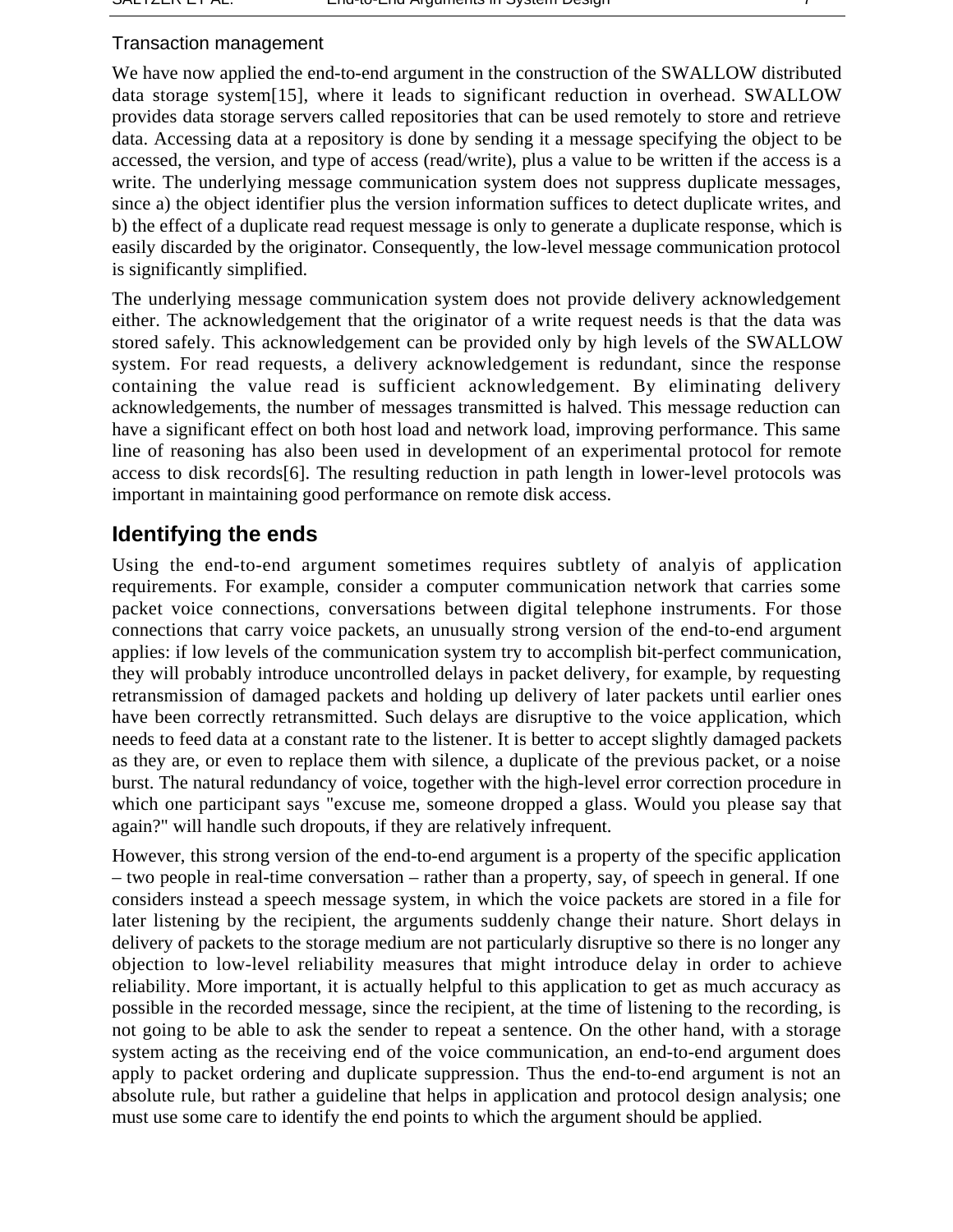### Transaction management

We have now applied the end-to-end argument in the construction of the SWALLOW distributed data storage system[15], where it leads to significant reduction in overhead. SWALLOW provides data storage servers called repositories that can be used remotely to store and retrieve data. Accessing data at a repository is done by sending it a message specifying the object to be accessed, the version, and type of access (read/write), plus a value to be written if the access is a write. The underlying message communication system does not suppress duplicate messages, since a) the object identifier plus the version information suffices to detect duplicate writes, and b) the effect of a duplicate read request message is only to generate a duplicate response, which is easily discarded by the originator. Consequently, the low-level message communication protocol is significantly simplified.

The underlying message communication system does not provide delivery acknowledgement either. The acknowledgement that the originator of a write request needs is that the data was stored safely. This acknowledgement can be provided only by high levels of the SWALLOW system. For read requests, a delivery acknowledgement is redundant, since the response containing the value read is sufficient acknowledgement. By eliminating delivery acknowledgements, the number of messages transmitted is halved. This message reduction can have a significant effect on both host load and network load, improving performance. This same line of reasoning has also been used in development of an experimental protocol for remote access to disk records[6]. The resulting reduction in path length in lower-level protocols was important in maintaining good performance on remote disk access.

## Identifying the ends

Using the end-to-end argument sometimes requires subtlety of analyis of application requirements. For example, consider a computer communication network that carries some packet voice connections, conversations between digital telephone instruments. For those connections that carry voice packets, an unusually strong version of the end-to-end argument applies: if low levels of the communication system try to accomplish bit-perfect communication, they will probably introduce uncontrolled delays in packet delivery, for example, by requesting retransmission of damaged packets and holding up delivery of later packets until earlier ones have been correctly retransmitted. Such delays are disruptive to the voice application, which needs to feed data at a constant rate to the listener. It is better to accept slightly damaged packets as they are, or even to replace them with silence, a duplicate of the previous packet, or a noise burst. The natural redundancy of voice, together with the high-level error correction procedure in which one participant says "excuse me, someone dropped a glass. Would you please say that again?" will handle such dropouts, if they are relatively infrequent.

However, this strong version of the end-to-end argument is a property of the specific application – two people in real-time conversation – rather than a property, say, of speech in general. If one considers instead a speech message system, in which the voice packets are stored in a file for later listening by the recipient, the arguments suddenly change their nature. Short delays in delivery of packets to the storage medium are not particularly disruptive so there is no longer any objection to low-level reliability measures that might introduce delay in order to achieve reliability. More important, it is actually helpful to this application to get as much accuracy as possible in the recorded message, since the recipient, at the time of listening to the recording, is not going to be able to ask the sender to repeat a sentence. On the other hand, with a storage system acting as the receiving end of the voice communication, an end-to-end argument does apply to packet ordering and duplicate suppression. Thus the end-to-end argument is not an absolute rule, but rather a guideline that helps in application and protocol design analysis; one must use some care to identify the end points to which the argument should be applied.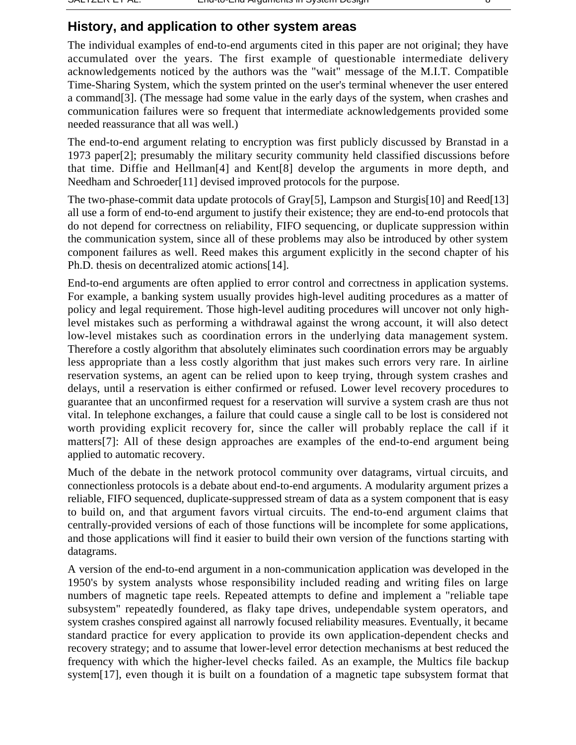## History, and application to other system areas

The individual examples of end-to-end arguments cited in this paper are not original; they have accumulated over the years. The first example of questionable intermediate delivery acknowledgements noticed by the authors was the "wait" message of the M.I.T. Compatible Time-Sharing System, which the system printed on the user's terminal whenever the user entered a command[3]. (The message had some value in the early days of the system, when crashes and communication failures were so frequent that intermediate acknowledgements provided some needed reassurance that all was well.)

The end-to-end argument relating to encryption was first publicly discussed by Branstad in a 1973 paper[2]; presumably the military security community held classified discussions before that time. Diffie and Hellman[4] and Kent[8] develop the arguments in more depth, and Needham and Schroeder[11] devised improved protocols for the purpose.

The two-phase-commit data update protocols of Gray[5], Lampson and Sturgis[10] and Reed[13] all use a form of end-to-end argument to justify their existence; they are end-to-end protocols that do not depend for correctness on reliability, FIFO sequencing, or duplicate suppression within the communication system, since all of these problems may also be introduced by other system component failures as well. Reed makes this argument explicitly in the second chapter of his Ph.D. thesis on decentralized atomic actions[14].

End-to-end arguments are often applied to error control and correctness in application systems. For example, a banking system usually provides high-level auditing procedures as a matter of policy and legal requirement. Those high-level auditing procedures will uncover not only high-level mistakes such as performing a withdrawal against the wrong account, it will also detect low-level mistakes such as coordination errors in the underlying data management system. Therefore a costly algorithm that absolutely eliminates such coordination errors may be arguably less appropriate than a less costly algorithm that just makes such errors very rare. In airline reservation systems, an agent can be relied upon to keep trying, through system crashes and delays, until a reservation is either confirmed or refused. Lower level recovery procedures to guarantee that an unconfirmed request for a reservation will survive a system crash are thus not vital. In telephone exchanges, a failure that could cause a single call to be lost is considered not worth providing explicit recovery for, since the caller will probably replace the call if it matters[7]: All of these design approaches are examples of the end-to-end argument being applied to automatic recovery.

Much of the debate in the network protocol community over datagrams, virtual circuits, and connectionless protocols is a debate about end-to-end arguments. A modularity argument prizes a reliable, FIFO sequenced, duplicate-suppressed stream of data as a system component that is easy to build on, and that argument favors virtual circuits. The end-to-end argument claims that centrally-provided versions of each of those functions will be incomplete for some applications, and those applications will find it easier to build their own version of the functions starting with datagrams.

A version of the end-to-end argument in a non-communication application was developed in the 1950's by system analysts whose responsibility included reading and writing files on large numbers of magnetic tape reels. Repeated attempts to define and implement a "reliable tape subsystem" repeatedly foundered, as flaky tape drives, undependable system operators, and system crashes conspired against all narrowly focused reliability measures. Eventually, it became standard practice for every application to provide its own application-dependent checks and recovery strategy; and to assume that lower-level error detection mechanisms at best reduced the frequency with which the higher-level checks failed. As an example, the Multics file backup system[17], even though it is built on a foundation of a magnetic tape subsystem format that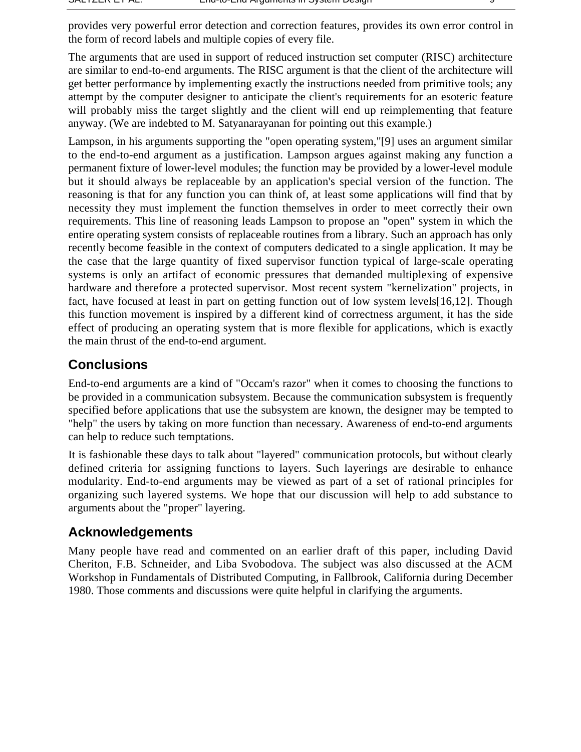provides very powerful error detection and correction features, provides its own error control in the form of record labels and multiple copies of every file.

The arguments that are used in support of reduced instruction set computer (RISC) architecture are similar to end-to-end arguments. The RISC argument is that the client of the architecture will get better performance by implementing exactly the instructions needed from primitive tools; any attempt by the computer designer to anticipate the client's requirements for an esoteric feature will probably miss the target slightly and the client will end up reimplementing that feature anyway. (We are indebted to M. Satyanarayanan for pointing out this example.)

Lampson, in his arguments supporting the "open operating system,"[9] uses an argument similar to the end-to-end argument as a justification. Lampson argues against making any function a permanent fixture of lower-level modules; the function may be provided by a lower-level module but it should always be replaceable by an application's special version of the function. The reasoning is that for any function you can think of, at least some applications will find that by necessity they must implement the function themselves in order to meet correctly their own requirements. This line of reasoning leads Lampson to propose an "open" system in which the entire operating system consists of replaceable routines from a library. Such an approach has only recently become feasible in the context of computers dedicated to a single application. It may be the case that the large quantity of fixed supervisor function typical of large-scale operating systems is only an artifact of economic pressures that demanded multiplexing of expensive hardware and therefore a protected supervisor. Most recent system "kernelization" projects, in fact, have focused at least in part on getting function out of low system levels[16,12]. Though this function movement is inspired by a different kind of correctness argument, it has the side effect of producing an operating system that is more flexible for applications, which is exactly the main thrust of the end-to-end argument.

## Conclusions

End-to-end arguments are a kind of "Occam's razor" when it comes to choosing the functions to be provided in a communication subsystem. Because the communication subsystem is frequently specified before applications that use the subsystem are known, the designer may be tempted to "help" the users by taking on more function than necessary. Awareness of end-to-end arguments can help to reduce such temptations.

It is fashionable these days to talk about "layered" communication protocols, but without clearly defined criteria for assigning functions to layers. Such layerings are desirable to enhance modularity. End-to-end arguments may be viewed as part of a set of rational principles for organizing such layered systems. We hope that our discussion will help to add substance to arguments about the "proper" layering.

## Acknowledgements

Many people have read and commented on an earlier draft of this paper, including David Cheriton, F.B. Schneider, and Liba Svobodova. The subject was also discussed at the ACM Workshop in Fundamentals of Distributed Computing, in Fallbrook, California during December 1980. Those comments and discussions were quite helpful in clarifying the arguments.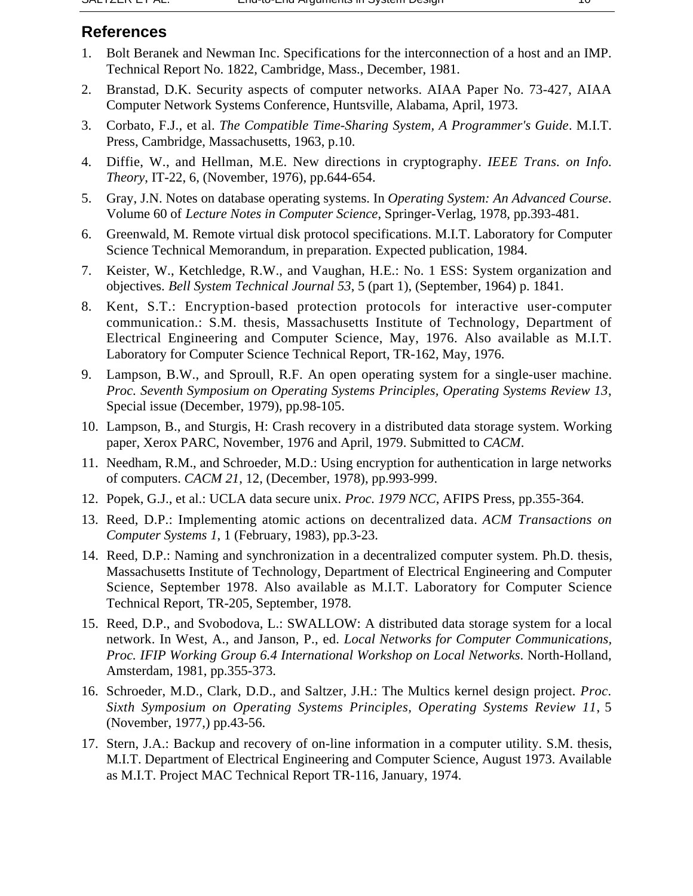## References

1. Bolt Beranek and Newman Inc. Specifications for the interconnection of a host and an IMP. Technical Report No. 1822, Cambridge, Mass., December, 1981.
2. Branstad, D.K. Security aspects of computer networks. AIAA Paper No. 73-427, AIAA Computer Network Systems Conference, Huntsville, Alabama, April, 1973.
3. Corbato, F.J., et al. *The Compatible Time-Sharing System, A Programmer's Guide*. M.I.T. Press, Cambridge, Massachusetts, 1963, p.10.
4. Diffie, W., and Hellman, M.E. New directions in cryptography. *IEEE Trans. on Info. Theory*, IT-22, 6, (November, 1976), pp.644-654.
5. Gray, J.N. Notes on database operating systems. In *Operating System: An Advanced Course*. Volume 60 of *Lecture Notes in Computer Science*, Springer-Verlag, 1978, pp.393-481.
6. Greenwald, M. Remote virtual disk protocol specifications. M.I.T. Laboratory for Computer Science Technical Memorandum, in preparation. Expected publication, 1984.
7. Keister, W., Ketchledge, R.W., and Vaughan, H.E.: No. 1 ESS: System organization and objectives. *Bell System Technical Journal 53*, 5 (part 1), (September, 1964) p. 1841.
8. Kent, S.T.: Encryption-based protection protocols for interactive user-computer communication.: S.M. thesis, Massachusetts Institute of Technology, Department of Electrical Engineering and Computer Science, May, 1976. Also available as M.I.T. Laboratory for Computer Science Technical Report, TR-162, May, 1976.
9. Lampson, B.W., and Sproull, R.F. An open operating system for a single-user machine. *Proc. Seventh Symposium on Operating Systems Principles, Operating Systems Review 13*, Special issue (December, 1979), pp.98-105.
10. Lampson, B., and Sturgis, H: Crash recovery in a distributed data storage system. Working paper, Xerox PARC, November, 1976 and April, 1979. Submitted to *CACM*.
11. Needham, R.M., and Schroeder, M.D.: Using encryption for authentication in large networks of computers. *CACM 21*, 12, (December, 1978), pp.993-999.
12. Popek, G.J., et al.: UCLA data secure unix. *Proc. 1979 NCC*, AFIPS Press, pp.355-364.
13. Reed, D.P.: Implementing atomic actions on decentralized data. *ACM Transactions on Computer Systems 1*, 1 (February, 1983), pp.3-23.
14. Reed, D.P.: Naming and synchronization in a decentralized computer system. Ph.D. thesis, Massachusetts Institute of Technology, Department of Electrical Engineering and Computer Science, September 1978. Also available as M.I.T. Laboratory for Computer Science Technical Report, TR-205, September, 1978.
15. Reed, D.P., and Svobodova, L.: SWALLOW: A distributed data storage system for a local network. In West, A., and Janson, P., ed. *Local Networks for Computer Communications, Proc. IFIP Working Group 6.4 International Workshop on Local Networks.* North-Holland, Amsterdam, 1981, pp.355-373.
16. Schroeder, M.D., Clark, D.D., and Saltzer, J.H.: The Multics kernel design project. *Proc. Sixth Symposium on Operating Systems Principles, Operating Systems Review 11*, 5 (November, 1977,) pp.43-56.
17. Stern, J.A.: Backup and recovery of on-line information in a computer utility. S.M. thesis, M.I.T. Department of Electrical Engineering and Computer Science, August 1973. Available as M.I.T. Project MAC Technical Report TR-116, January, 1974.